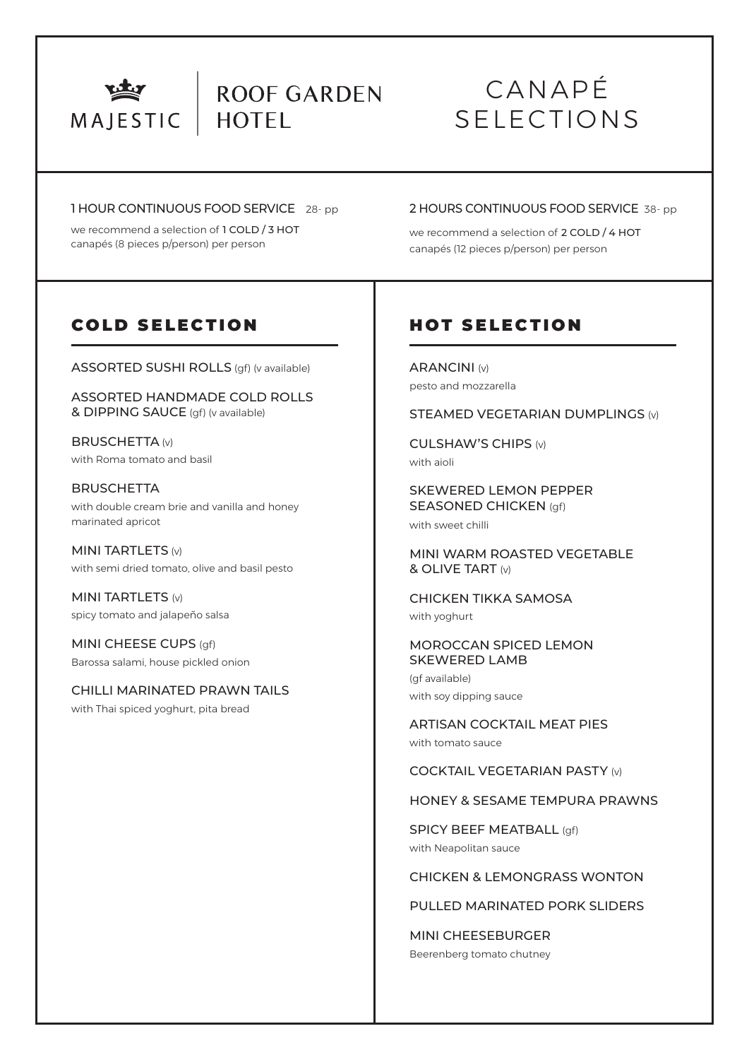MAJESTIC | ROOF GARDEN HOTEL

# CANAPÉ SELECTIONS

**1 HOUR CONTINUOUS FOOD SERVICE** 28- pp

we recommend a selection of 1 COLD / 3 HOT canapés (8 pieces p/person) per person

**2 HOURS CONTINUOUS FOOD SERVICE** 38- pp

we recommend a selection of 2 COLD / 4 HOT canapés (12 pieces p/person) per person

## COLD SELECTION

ASSORTED SUSHI ROLLS (gf) (v available)

ASSORTED HANDMADE COLD ROLLS & DIPPING SAUCE (gf) (v available)

BRUSCHETTA (v)
with Roma tomato and basil

BRUSCHETTA
with double cream brie and vanilla and honey marinated apricot

MINI TARTLETS (v)
with semi dried tomato, olive and basil pesto

MINI TARTLETS (v)
spicy tomato and jalapeño salsa

MINI CHEESE CUPS (gf)
Barossa salami, house pickled onion

CHILLI MARINATED PRAWN TAILS
with Thai spiced yoghurt, pita bread

## HOT SELECTION

ARANCINI (v)
pesto and mozzarella

STEAMED VEGETARIAN DUMPLINGS (v)

CULSHAW'S CHIPS (v)
with aioli

SKEWERED LEMON PEPPER SEASONED CHICKEN (gf)
with sweet chilli

MINI WARM ROASTED VEGETABLE & OLIVE TART (v)

CHICKEN TIKKA SAMOSA
with yoghurt

MOROCCAN SPICED LEMON SKEWERED LAMB
(gf available)
with soy dipping sauce

ARTISAN COCKTAIL MEAT PIES
with tomato sauce

COCKTAIL VEGETARIAN PASTY (v)

HONEY & SESAME TEMPURA PRAWNS

SPICY BEEF MEATBALL (gf)
with Neapolitan sauce

CHICKEN & LEMONGRASS WONTON

PULLED MARINATED PORK SLIDERS

MINI CHEESEBURGER
Beerenberg tomato chutney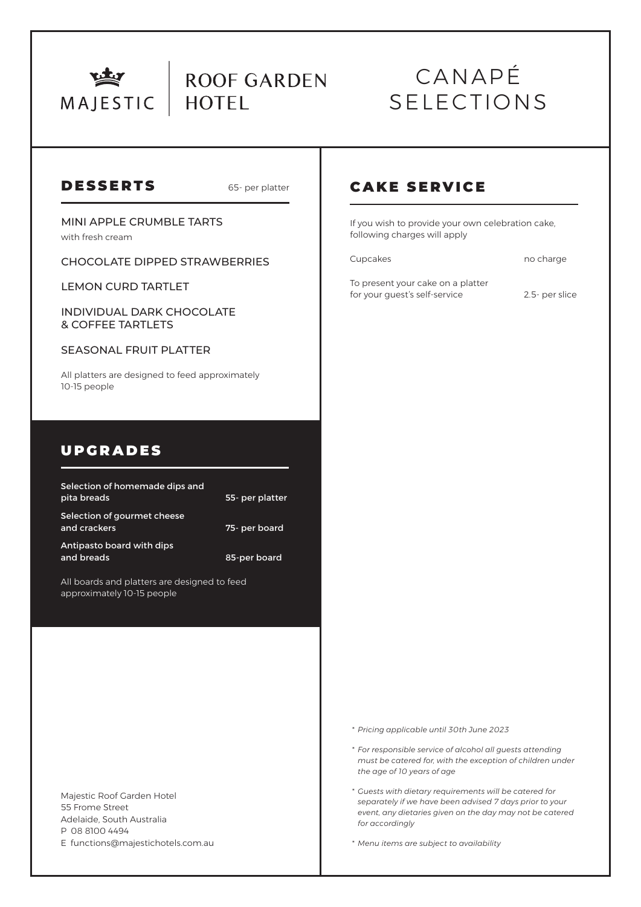MAJESTIC | ROOF GARDEN HOTEL

# CANAPÉ SELECTIONS

## DESSERTS

65- per platter

MINI APPLE CRUMBLE TARTS
with fresh cream

CHOCOLATE DIPPED STRAWBERRIES

LEMON CURD TARTLET

INDIVIDUAL DARK CHOCOLATE & COFFEE TARTLETS

SEASONAL FRUIT PLATTER

All platters are designed to feed approximately 10-15 people

## UPGRADES

| | |
|---|---|
| Selection of homemade dips and pita breads | 55- per platter |
| Selection of gourmet cheese and crackers | 75- per board |
| Antipasto board with dips and breads | 85-per board |

All boards and platters are designed to feed approximately 10-15 people

Majestic Roof Garden Hotel
55 Frome Street
Adelaide, South Australia
P 08 8100 4494
E functions@majestichotels.com.au

## CAKE SERVICE

If you wish to provide your own celebration cake, following charges will apply

| | |
|---|---|
| Cupcakes | no charge |
| To present your cake on a platter for your guest's self-service | 2.5- per slice |

* *Pricing applicable until 30th June 2023*
* *For responsible service of alcohol all guests attending must be catered for, with the exception of children under the age of 10 years of age*
* *Guests with dietary requirements will be catered for separately if we have been advised 7 days prior to your event, any dietaries given on the day may not be catered for accordingly*
* *Menu items are subject to availability*